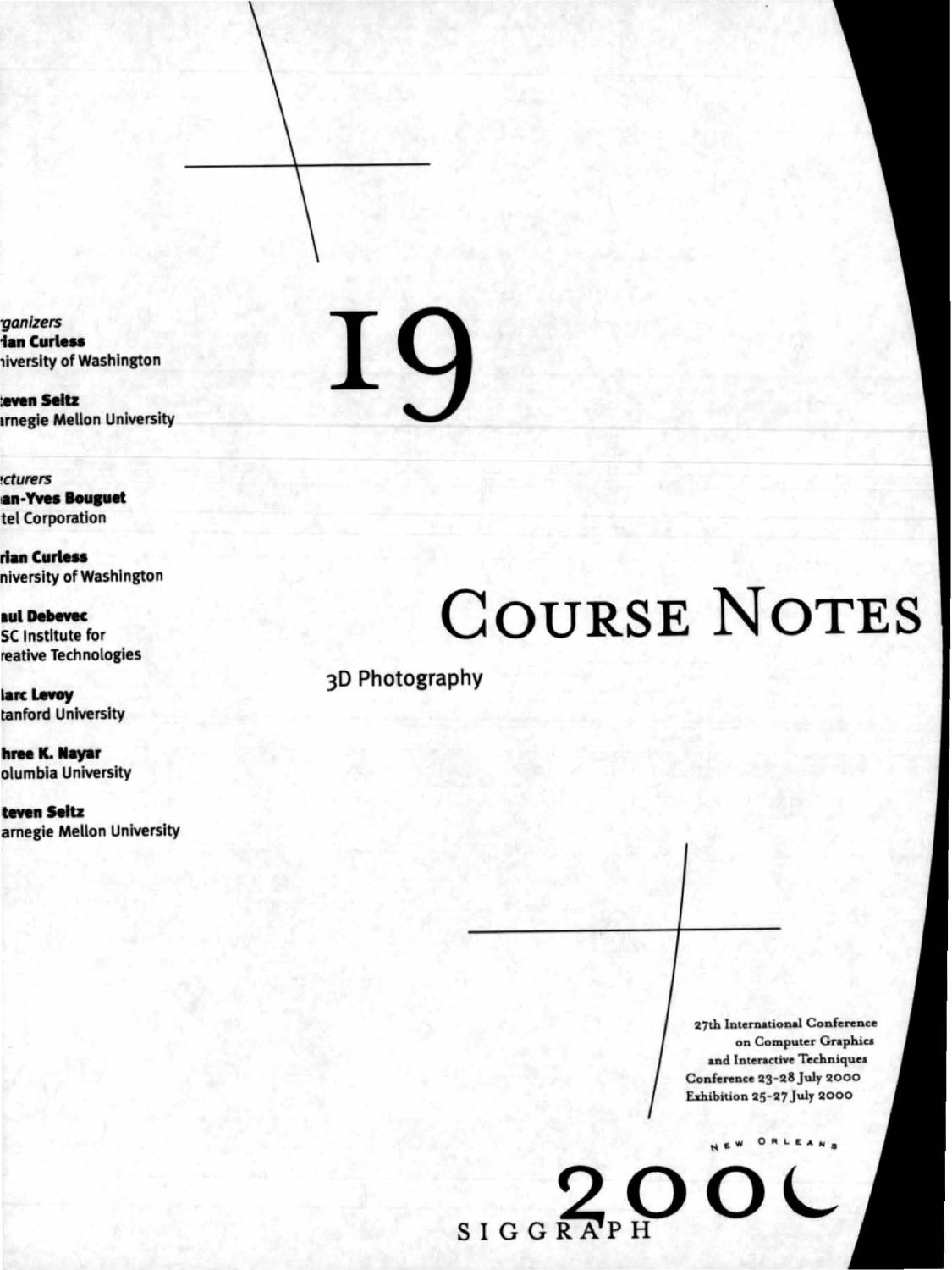# 19

# COURSE NOTES

3D Photography

*rganizers*
**rian Curless**
niversity of Washington

**teven Seitz**
arnegie Mellon University

*cturers*
**an-Yves Bouguet**
tel Corporation

**rian Curless**
niversity of Washington

**aul Debevec**
SC Institute for
reative Technologies

**arc Levoy**
tanford University

**hree K. Nayar**
olumbia University

**teven Seitz**
arnegie Mellon University

27th International Conference
on Computer Graphics
and Interactive Techniques
Conference 23-28 July 2000
Exhibition 25-27 July 2000

NEW ORLEANS

SIGGRAPH 2000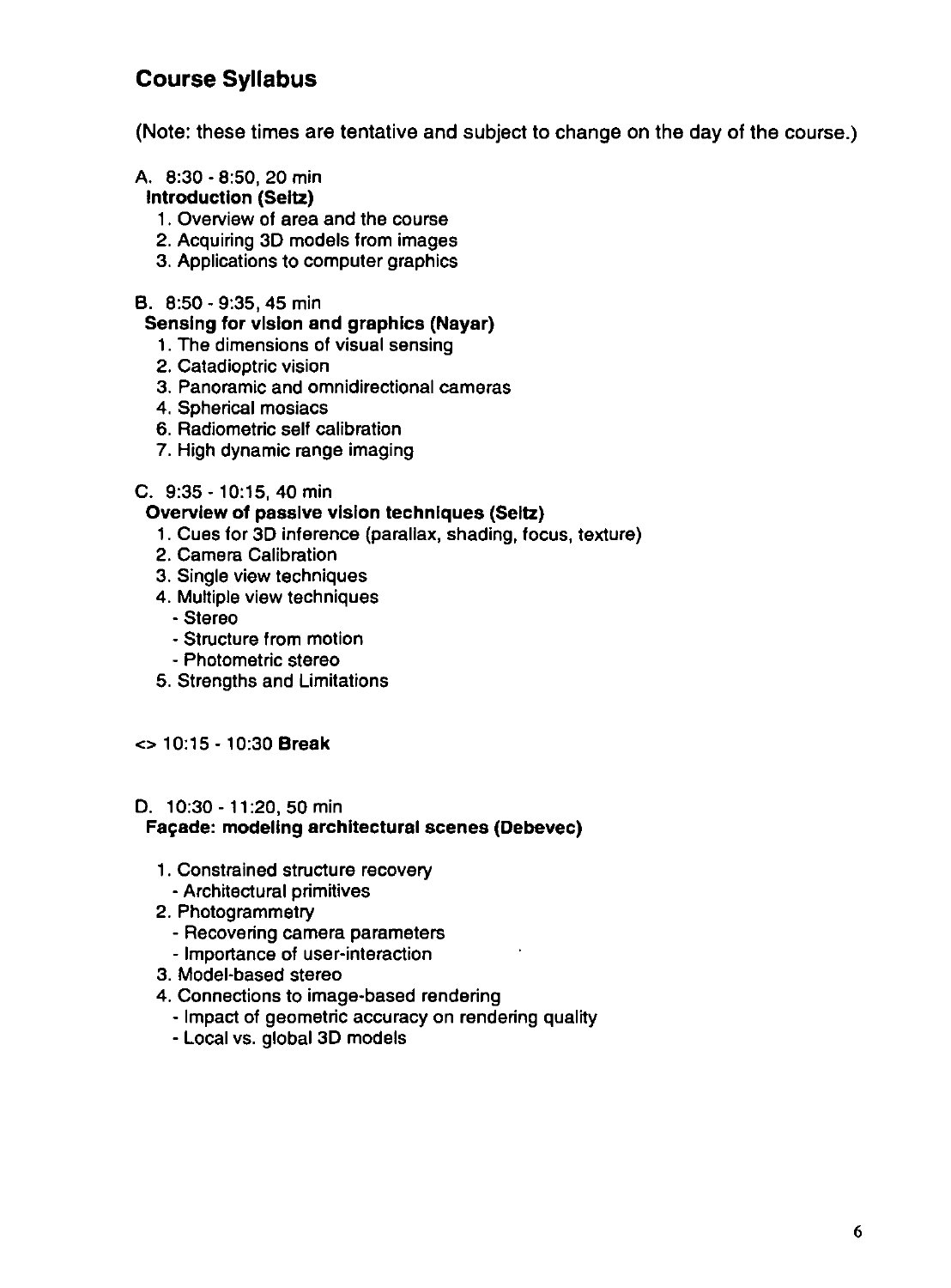## Course Syllabus

(Note: these times are tentative and subject to change on the day of the course.)

A. 8:30 - 8:50, 20 min
**Introduction (Seitz)**

1. Overview of area and the course
2. Acquiring 3D models from images
3. Applications to computer graphics

B. 8:50 - 9:35, 45 min
**Sensing for vision and graphics (Nayar)**

1. The dimensions of visual sensing
2. Catadioptric vision
3. Panoramic and omnidirectional cameras
4. Spherical mosiacs
6. Radiometric self calibration
7. High dynamic range imaging

C. 9:35 - 10:15, 40 min
**Overview of passive vision techniques (Seitz)**

1. Cues for 3D inference (parallax, shading, focus, texture)
2. Camera Calibration
3. Single view techniques
4. Multiple view techniques
   - Stereo
   - Structure from motion
   - Photometric stereo
5. Strengths and Limitations

<> 10:15 - 10:30 **Break**

D. 10:30 - 11:20, 50 min
**Façade: modeling architectural scenes (Debevec)**

1. Constrained structure recovery
   - Architectural primitives
2. Photogrammetry
   - Recovering camera parameters
   - Importance of user-interaction
3. Model-based stereo
4. Connections to image-based rendering
   - Impact of geometric accuracy on rendering quality
   - Local vs. global 3D models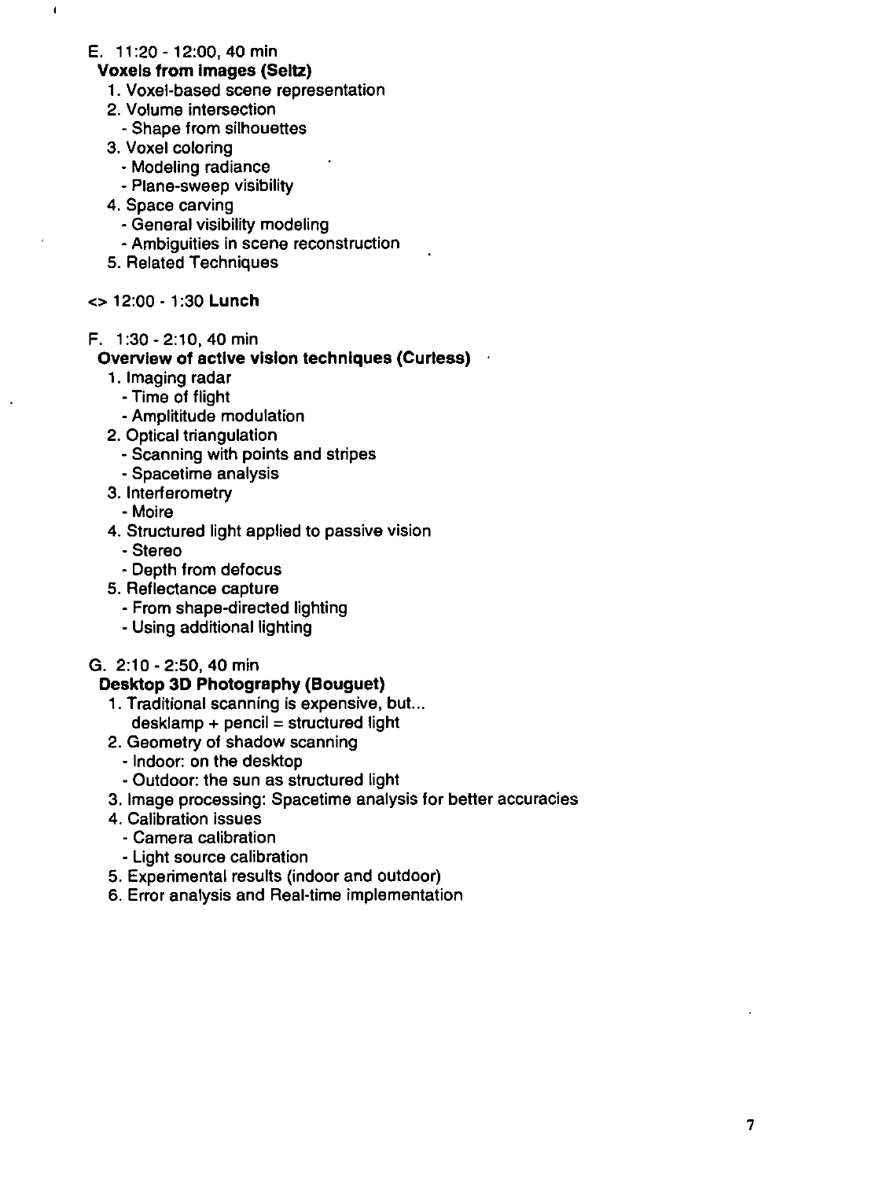E. 11:20 - 12:00, 40 min

**Voxels from Images (Seitz)**

1. Voxel-based scene representation
2. Volume intersection
   - Shape from silhouettes
3. Voxel coloring
   - Modeling radiance
   - Plane-sweep visibility
4. Space carving
   - General visibility modeling
   - Ambiguities in scene reconstruction
5. Related Techniques

<> 12:00 - 1:30 **Lunch**

F. 1:30 - 2:10, 40 min

**Overview of active vision techniques (Curless)**

1. Imaging radar
   - Time of flight
   - Amplititude modulation
2. Optical triangulation
   - Scanning with points and stripes
   - Spacetime analysis
3. Interferometry
   - Moire
4. Structured light applied to passive vision
   - Stereo
   - Depth from defocus
5. Reflectance capture
   - From shape-directed lighting
   - Using additional lighting

G. 2:10 - 2:50, 40 min

**Desktop 3D Photography (Bouguet)**

1. Traditional scanning is expensive, but...
   desklamp + pencil = structured light
2. Geometry of shadow scanning
   - Indoor: on the desktop
   - Outdoor: the sun as structured light
3. Image processing: Spacetime analysis for better accuracies
4. Calibration issues
   - Camera calibration
   - Light source calibration
5. Experimental results (indoor and outdoor)
6. Error analysis and Real-time implementation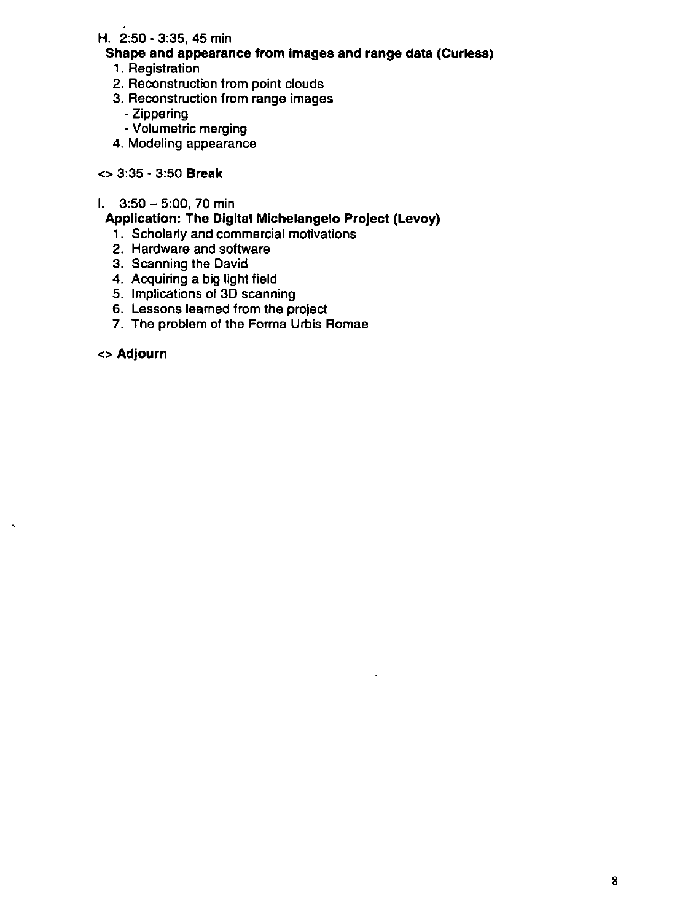H. 2:50 - 3:35, 45 min

**Shape and appearance from images and range data (Curless)**

1. Registration
2. Reconstruction from point clouds
3. Reconstruction from range images
   - Zippering
   - Volumetric merging
4. Modeling appearance

<> 3:35 - 3:50 **Break**

I. 3:50 – 5:00, 70 min

**Application: The Digital Michelangelo Project (Levoy)**

1. Scholarly and commercial motivations
2. Hardware and software
3. Scanning the David
4. Acquiring a big light field
5. Implications of 3D scanning
6. Lessons learned from the project
7. The problem of the Forma Urbis Romae

<> **Adjourn**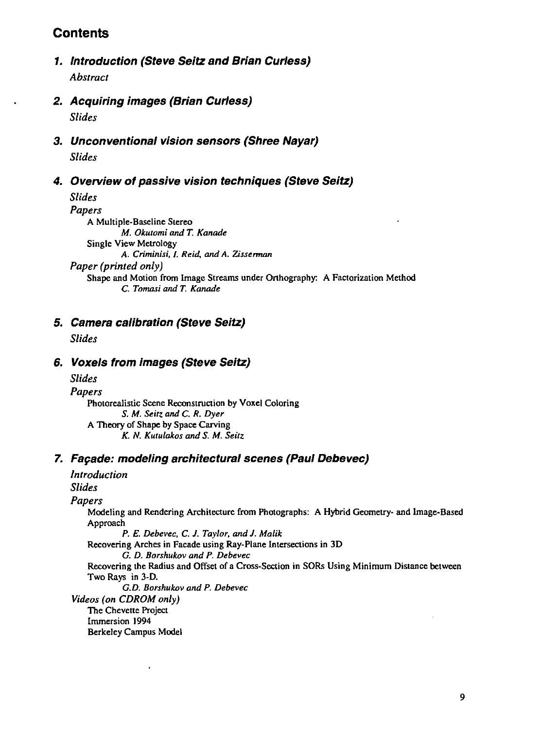## Contents

### 1. Introduction (Steve Seitz and Brian Curless)

*Abstract*

### 2. Acquiring images (Brian Curless)

*Slides*

### 3. Unconventional vision sensors (Shree Nayar)

*Slides*

### 4. Overview of passive vision techniques (Steve Seitz)

*Slides*

*Papers*

A Multiple-Baseline Stereo
*M. Okutomi and T. Kanade*

Single View Metrology
*A. Criminisi, I. Reid, and A. Zisserman*

*Paper (printed only)*

Shape and Motion from Image Streams under Orthography: A Factorization Method
*C. Tomasi and T. Kanade*

### 5. Camera calibration (Steve Seitz)

*Slides*

### 6. Voxels from images (Steve Seitz)

*Slides*

*Papers*

Photorealistic Scene Reconstruction by Voxel Coloring
*S. M. Seitz and C. R. Dyer*

A Theory of Shape by Space Carving
*K. N. Kutulakos and S. M. Seitz*

### 7. Façade: modeling architectural scenes (Paul Debevec)

*Introduction*

*Slides*

*Papers*

Modeling and Rendering Architecture from Photographs: A Hybrid Geometry- and Image-Based Approach
*P. E. Debevec, C. J. Taylor, and J. Malik*

Recovering Arches in Facade using Ray-Plane Intersections in 3D
*G. D. Borshukov and P. Debevec*

Recovering the Radius and Offset of a Cross-Section in SORs Using Minimum Distance between Two Rays in 3-D.
*G.D. Borshukov and P. Debevec*

*Videos (on CDROM only)*

The Chevette Project
Immersion 1994
Berkeley Campus Model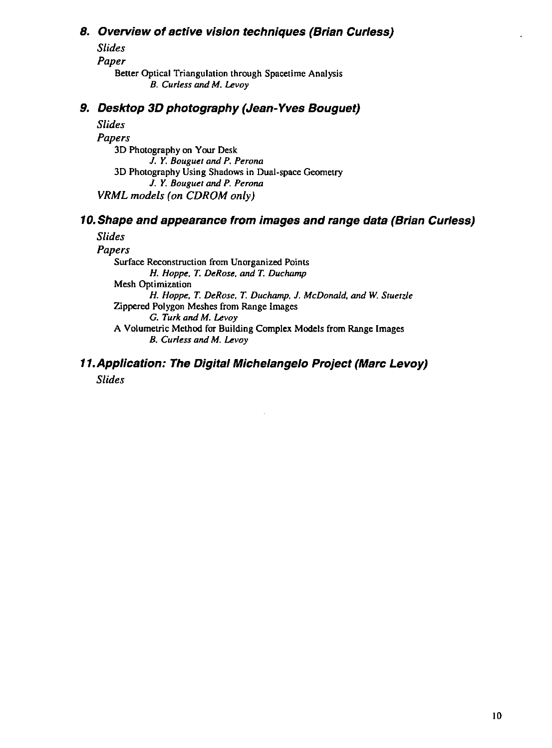## 8. Overview of active vision techniques (Brian Curless)

*Slides*

*Paper*

Better Optical Triangulation through Spacetime Analysis
*B. Curless and M. Levoy*

## 9. Desktop 3D photography (Jean-Yves Bouguet)

*Slides*

*Papers*

3D Photography on Your Desk
*J. Y. Bouguet and P. Perona*

3D Photography Using Shadows in Dual-space Geometry
*J. Y. Bouguet and P. Perona*

*VRML models (on CDROM only)*

## 10. Shape and appearance from images and range data (Brian Curless)

*Slides*

*Papers*

Surface Reconstruction from Unorganized Points
*H. Hoppe, T. DeRose, and T. Duchamp*

Mesh Optimization
*H. Hoppe, T. DeRose, T. Duchamp, J. McDonald, and W. Stuetzle*

Zippered Polygon Meshes from Range Images
*G. Turk and M. Levoy*

A Volumetric Method for Building Complex Models from Range Images
*B. Curless and M. Levoy*

## 11. Application: The Digital Michelangelo Project (Marc Levoy)

*Slides*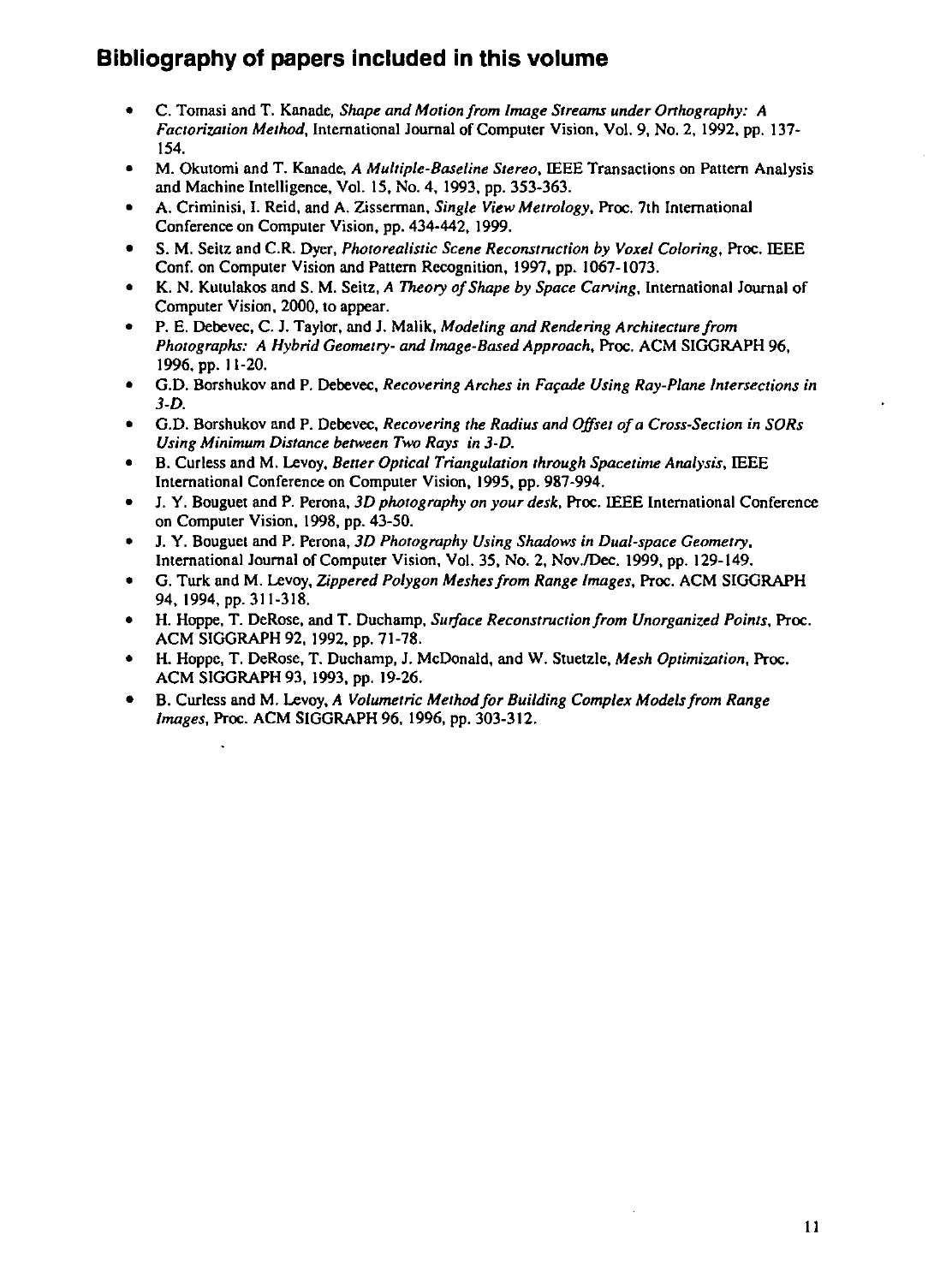## Bibliography of papers included in this volume

- C. Tomasi and T. Kanade, *Shape and Motion from Image Streams under Orthography: A Factorization Method*, International Journal of Computer Vision, Vol. 9, No. 2, 1992, pp. 137-154.
- M. Okutomi and T. Kanade, *A Multiple-Baseline Stereo*, IEEE Transactions on Pattern Analysis and Machine Intelligence, Vol. 15, No. 4, 1993, pp. 353-363.
- A. Criminisi, I. Reid, and A. Zisserman, *Single View Metrology*, Proc. 7th International Conference on Computer Vision, pp. 434-442, 1999.
- S. M. Seitz and C.R. Dyer, *Photorealistic Scene Reconstruction by Voxel Coloring*, Proc. IEEE Conf. on Computer Vision and Pattern Recognition, 1997, pp. 1067-1073.
- K. N. Kutulakos and S. M. Seitz, *A Theory of Shape by Space Carving*, International Journal of Computer Vision, 2000, to appear.
- P. E. Debevec, C. J. Taylor, and J. Malik, *Modeling and Rendering Architecture from Photographs: A Hybrid Geometry- and Image-Based Approach*, Proc. ACM SIGGRAPH 96, 1996, pp. 11-20.
- G.D. Borshukov and P. Debevec, *Recovering Arches in Façade Using Ray-Plane Intersections in 3-D.*
- G.D. Borshukov and P. Debevec, *Recovering the Radius and Offset of a Cross-Section in SORs Using Minimum Distance between Two Rays in 3-D.*
- B. Curless and M. Levoy, *Better Optical Triangulation through Spacetime Analysis*, IEEE International Conference on Computer Vision, 1995, pp. 987-994.
- J. Y. Bouguet and P. Perona, *3D photography on your desk*, Proc. IEEE International Conference on Computer Vision, 1998, pp. 43-50.
- J. Y. Bouguet and P. Perona, *3D Photography Using Shadows in Dual-space Geometry*, International Journal of Computer Vision, Vol. 35, No. 2, Nov./Dec. 1999, pp. 129-149.
- G. Turk and M. Levoy, *Zippered Polygon Meshes from Range Images*, Proc. ACM SIGGRAPH 94, 1994, pp. 311-318.
- H. Hoppe, T. DeRose, and T. Duchamp, *Surface Reconstruction from Unorganized Points*, Proc. ACM SIGGRAPH 92, 1992, pp. 71-78.
- H. Hoppe, T. DeRose, T. Duchamp, J. McDonald, and W. Stuetzle, *Mesh Optimization*, Proc. ACM SIGGRAPH 93, 1993, pp. 19-26.
- B. Curless and M. Levoy, *A Volumetric Method for Building Complex Models from Range Images*, Proc. ACM SIGGRAPH 96, 1996, pp. 303-312.